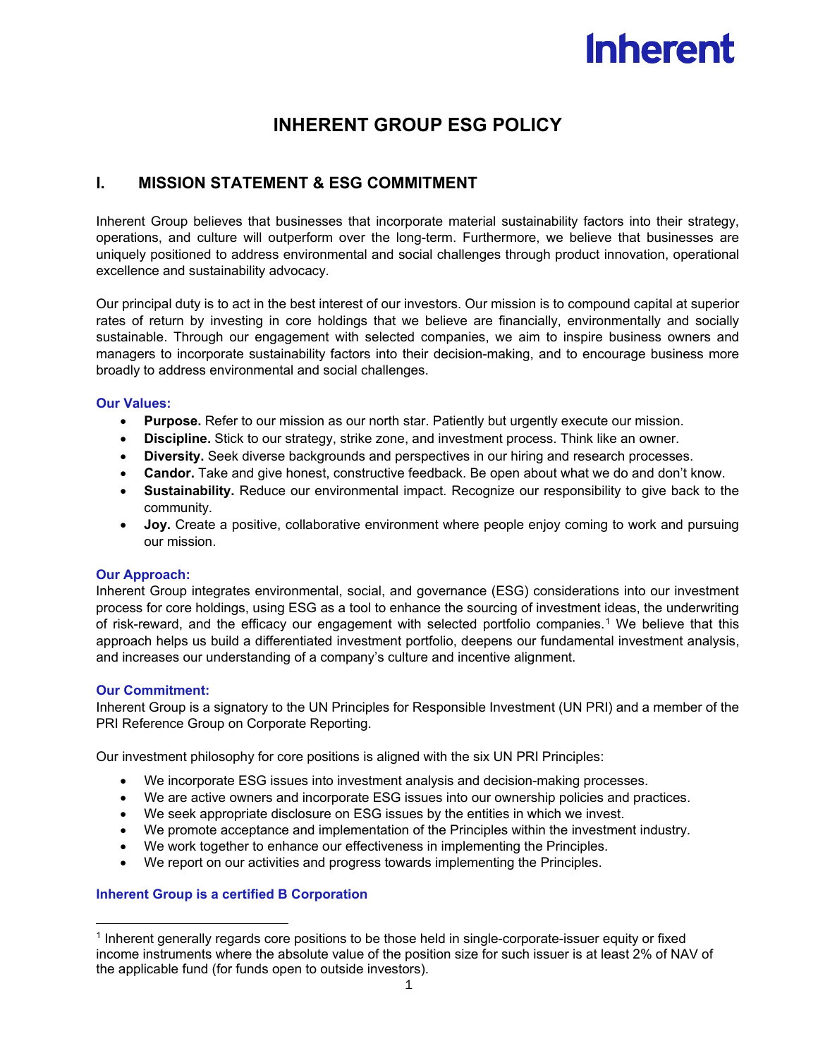Inherent

# INHERENT GROUP ESG POLICY

## I. MISSION STATEMENT & ESG COMMITMENT

Inherent Group believes that businesses that incorporate material sustainability factors into their strategy, operations, and culture will outperform over the long-term. Furthermore, we believe that businesses are uniquely positioned to address environmental and social challenges through product innovation, operational excellence and sustainability advocacy.

Our principal duty is to act in the best interest of our investors. Our mission is to compound capital at superior rates of return by investing in core holdings that we believe are financially, environmentally and socially sustainable. Through our engagement with selected companies, we aim to inspire business owners and managers to incorporate sustainability factors into their decision-making, and to encourage business more broadly to address environmental and social challenges.

### Our Values:

- **Purpose.** Refer to our mission as our north star. Patiently but urgently execute our mission.
- **Discipline.** Stick to our strategy, strike zone, and investment process. Think like an owner.
- **Diversity.** Seek diverse backgrounds and perspectives in our hiring and research processes.
- **Candor.** Take and give honest, constructive feedback. Be open about what we do and don't know.
- **Sustainability.** Reduce our environmental impact. Recognize our responsibility to give back to the community.
- **Joy.** Create a positive, collaborative environment where people enjoy coming to work and pursuing our mission.

### Our Approach:

Inherent Group integrates environmental, social, and governance (ESG) considerations into our investment process for core holdings, using ESG as a tool to enhance the sourcing of investment ideas, the underwriting of risk-reward, and the efficacy our engagement with selected portfolio companies.[1] We believe that this approach helps us build a differentiated investment portfolio, deepens our fundamental investment analysis, and increases our understanding of a company's culture and incentive alignment.

### Our Commitment:

Inherent Group is a signatory to the UN Principles for Responsible Investment (UN PRI) and a member of the PRI Reference Group on Corporate Reporting.

Our investment philosophy for core positions is aligned with the six UN PRI Principles:

- We incorporate ESG issues into investment analysis and decision-making processes.
- We are active owners and incorporate ESG issues into our ownership policies and practices.
- We seek appropriate disclosure on ESG issues by the entities in which we invest.
- We promote acceptance and implementation of the Principles within the investment industry.
- We work together to enhance our effectiveness in implementing the Principles.
- We report on our activities and progress towards implementing the Principles.

### Inherent Group is a certified B Corporation

---

[1] Inherent generally regards core positions to be those held in single-corporate-issuer equity or fixed income instruments where the absolute value of the position size for such issuer is at least 2% of NAV of the applicable fund (for funds open to outside investors).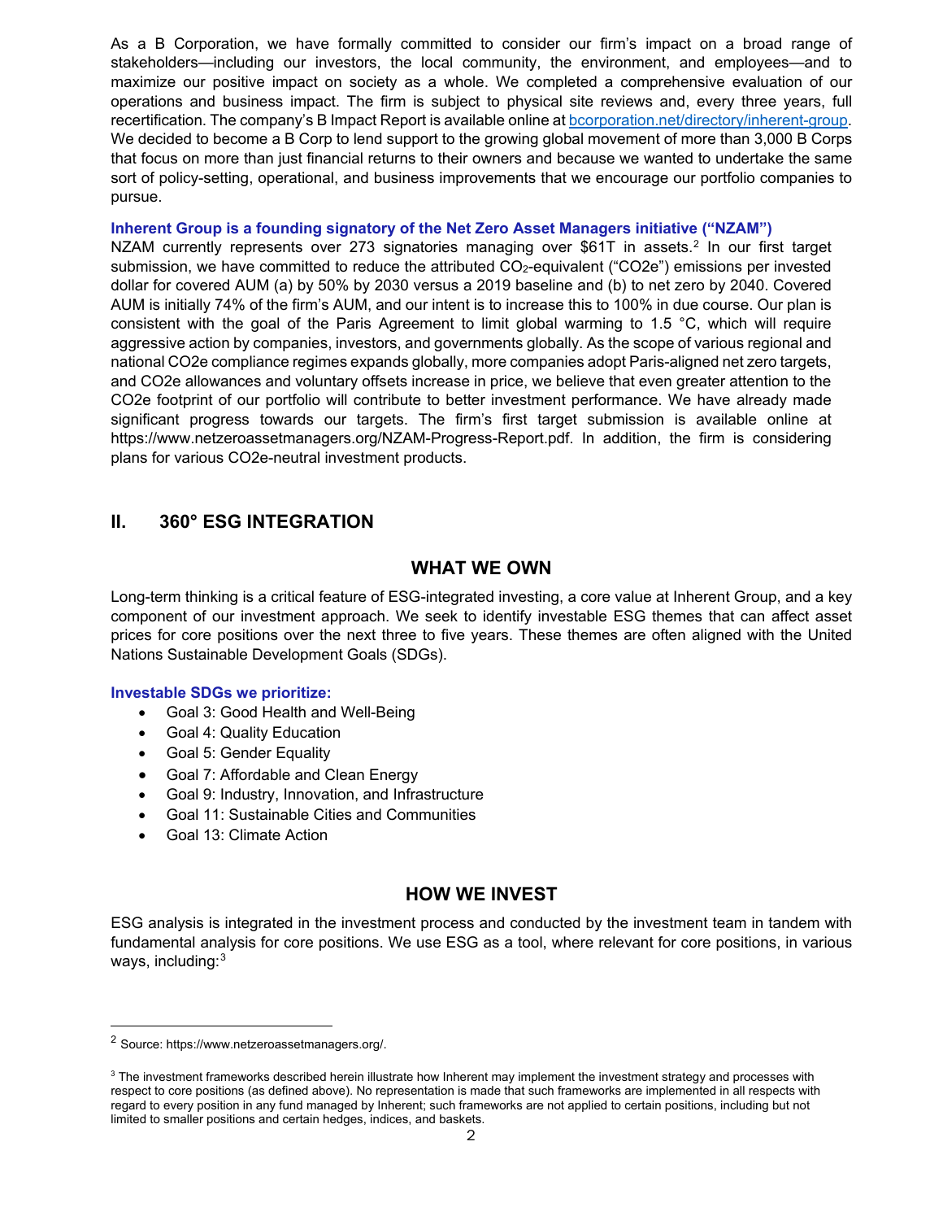As a B Corporation, we have formally committed to consider our firm's impact on a broad range of stakeholders—including our investors, the local community, the environment, and employees—and to maximize our positive impact on society as a whole. We completed a comprehensive evaluation of our operations and business impact. The firm is subject to physical site reviews and, every three years, full recertification. The company's B Impact Report is available online at [bcorporation.net/directory/inherent-group](bcorporation.net/directory/inherent-group). We decided to become a B Corp to lend support to the growing global movement of more than 3,000 B Corps that focus on more than just financial returns to their owners and because we wanted to undertake the same sort of policy-setting, operational, and business improvements that we encourage our portfolio companies to pursue.

**Inherent Group is a founding signatory of the Net Zero Asset Managers initiative ("NZAM")**

NZAM currently represents over 273 signatories managing over $61T in assets.[2] In our first target submission, we have committed to reduce the attributed $CO_2$-equivalent ("CO2e") emissions per invested dollar for covered AUM (a) by 50% by 2030 versus a 2019 baseline and (b) to net zero by 2040. Covered AUM is initially 74% of the firm's AUM, and our intent is to increase this to 100% in due course. Our plan is consistent with the goal of the Paris Agreement to limit global warming to 1.5 °C, which will require aggressive action by companies, investors, and governments globally. As the scope of various regional and national CO2e compliance regimes expands globally, more companies adopt Paris-aligned net zero targets, and CO2e allowances and voluntary offsets increase in price, we believe that even greater attention to the CO2e footprint of our portfolio will contribute to better investment performance. We have already made significant progress towards our targets. The firm's first target submission is available online at https://www.netzeroassetmanagers.org/NZAM-Progress-Report.pdf. In addition, the firm is considering plans for various CO2e-neutral investment products.

## II. 360° ESG INTEGRATION

### WHAT WE OWN

Long-term thinking is a critical feature of ESG-integrated investing, a core value at Inherent Group, and a key component of our investment approach. We seek to identify investable ESG themes that can affect asset prices for core positions over the next three to five years. These themes are often aligned with the United Nations Sustainable Development Goals (SDGs).

**Investable SDGs we prioritize:**

- Goal 3: Good Health and Well-Being
- Goal 4: Quality Education
- Goal 5: Gender Equality
- Goal 7: Affordable and Clean Energy
- Goal 9: Industry, Innovation, and Infrastructure
- Goal 11: Sustainable Cities and Communities
- Goal 13: Climate Action

### HOW WE INVEST

ESG analysis is integrated in the investment process and conducted by the investment team in tandem with fundamental analysis for core positions. We use ESG as a tool, where relevant for core positions, in various ways, including:[3]

---

[2] Source: https://www.netzeroassetmanagers.org/.

[3] The investment frameworks described herein illustrate how Inherent may implement the investment strategy and processes with respect to core positions (as defined above). No representation is made that such frameworks are implemented in all respects with regard to every position in any fund managed by Inherent; such frameworks are not applied to certain positions, including but not limited to smaller positions and certain hedges, indices, and baskets.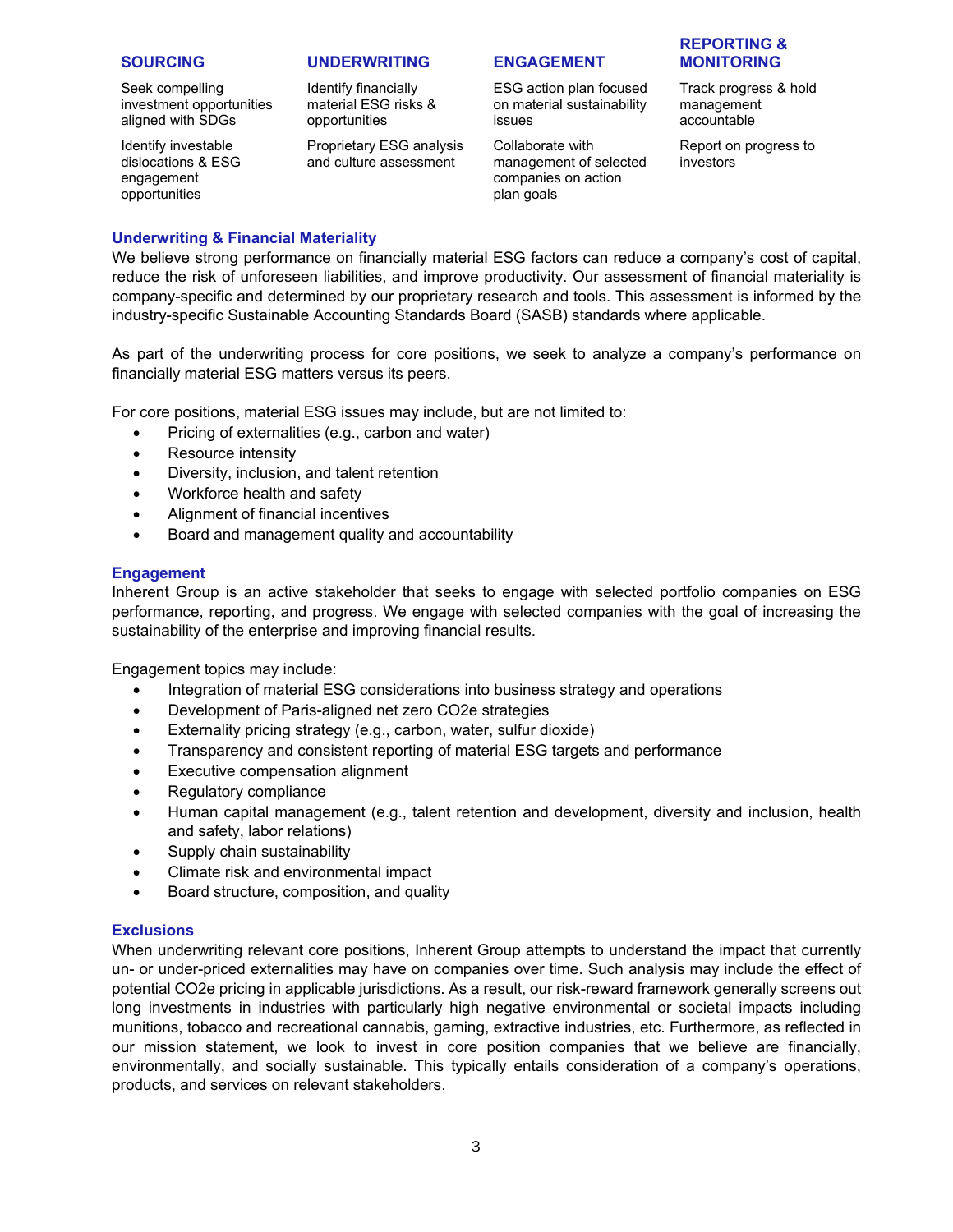| SOURCING | UNDERWRITING | ENGAGEMENT | REPORTING & MONITORING |
| --- | --- | --- | --- |
| Seek compelling investment opportunities aligned with SDGs | Identify financially material ESG risks & opportunities | ESG action plan focused on material sustainability issues | Track progress & hold management accountable |
| Identify investable dislocations & ESG engagement opportunities | Proprietary ESG analysis and culture assessment | Collaborate with management of selected companies on action plan goals | Report on progress to investors |

### Underwriting & Financial Materiality

We believe strong performance on financially material ESG factors can reduce a company's cost of capital, reduce the risk of unforeseen liabilities, and improve productivity. Our assessment of financial materiality is company-specific and determined by our proprietary research and tools. This assessment is informed by the industry-specific Sustainable Accounting Standards Board (SASB) standards where applicable.

As part of the underwriting process for core positions, we seek to analyze a company's performance on financially material ESG matters versus its peers.

For core positions, material ESG issues may include, but are not limited to:

- Pricing of externalities (e.g., carbon and water)
- Resource intensity
- Diversity, inclusion, and talent retention
- Workforce health and safety
- Alignment of financial incentives
- Board and management quality and accountability

### Engagement

Inherent Group is an active stakeholder that seeks to engage with selected portfolio companies on ESG performance, reporting, and progress. We engage with selected companies with the goal of increasing the sustainability of the enterprise and improving financial results.

Engagement topics may include:

- Integration of material ESG considerations into business strategy and operations
- Development of Paris-aligned net zero $CO_2e$ strategies
- Externality pricing strategy (e.g., carbon, water, sulfur dioxide)
- Transparency and consistent reporting of material ESG targets and performance
- Executive compensation alignment
- Regulatory compliance
- Human capital management (e.g., talent retention and development, diversity and inclusion, health and safety, labor relations)
- Supply chain sustainability
- Climate risk and environmental impact
- Board structure, composition, and quality

### Exclusions

When underwriting relevant core positions, Inherent Group attempts to understand the impact that currently un- or under-priced externalities may have on companies over time. Such analysis may include the effect of potential $CO_2e$ pricing in applicable jurisdictions. As a result, our risk-reward framework generally screens out long investments in industries with particularly high negative environmental or societal impacts including munitions, tobacco and recreational cannabis, gaming, extractive industries, etc. Furthermore, as reflected in our mission statement, we look to invest in core position companies that we believe are financially, environmentally, and socially sustainable. This typically entails consideration of a company's operations, products, and services on relevant stakeholders.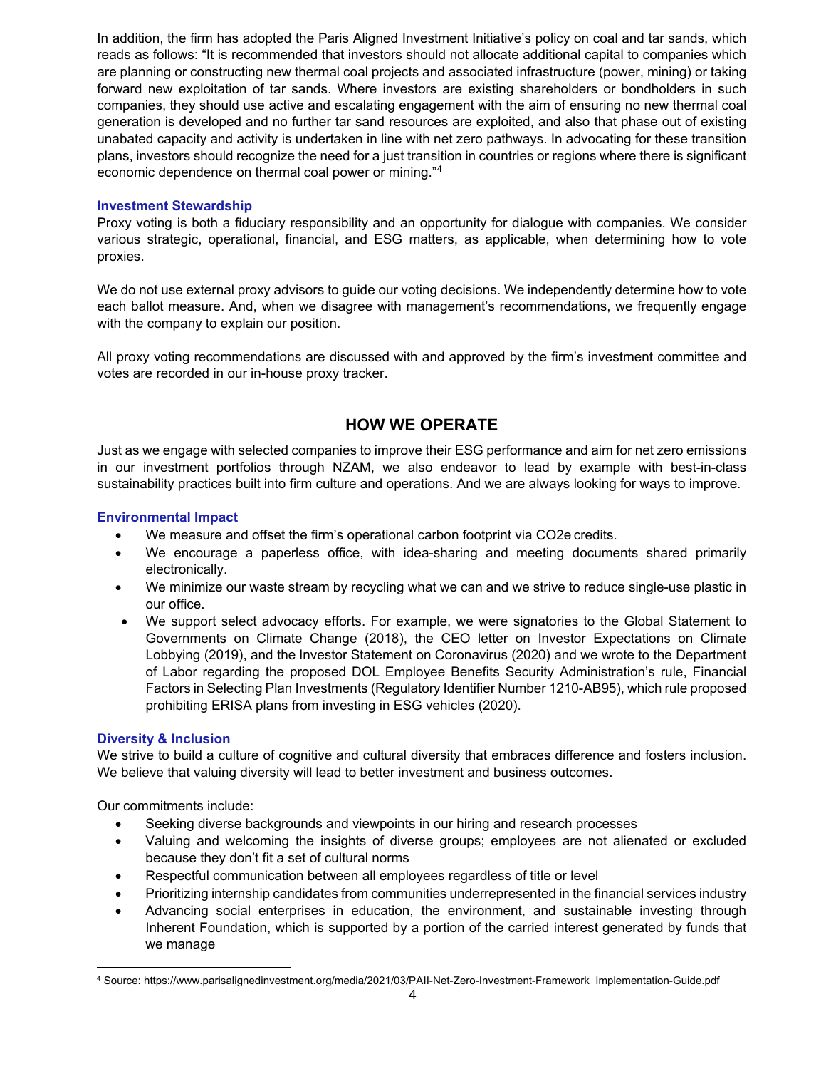In addition, the firm has adopted the Paris Aligned Investment Initiative's policy on coal and tar sands, which reads as follows: "It is recommended that investors should not allocate additional capital to companies which are planning or constructing new thermal coal projects and associated infrastructure (power, mining) or taking forward new exploitation of tar sands. Where investors are existing shareholders or bondholders in such companies, they should use active and escalating engagement with the aim of ensuring no new thermal coal generation is developed and no further tar sand resources are exploited, and also that phase out of existing unabated capacity and activity is undertaken in line with net zero pathways. In advocating for these transition plans, investors should recognize the need for a just transition in countries or regions where there is significant economic dependence on thermal coal power or mining."[4]

### Investment Stewardship

Proxy voting is both a fiduciary responsibility and an opportunity for dialogue with companies. We consider various strategic, operational, financial, and ESG matters, as applicable, when determining how to vote proxies.

We do not use external proxy advisors to guide our voting decisions. We independently determine how to vote each ballot measure. And, when we disagree with management's recommendations, we frequently engage with the company to explain our position.

All proxy voting recommendations are discussed with and approved by the firm's investment committee and votes are recorded in our in-house proxy tracker.

## HOW WE OPERATE

Just as we engage with selected companies to improve their ESG performance and aim for net zero emissions in our investment portfolios through NZAM, we also endeavor to lead by example with best-in-class sustainability practices built into firm culture and operations. And we are always looking for ways to improve.

### Environmental Impact

- We measure and offset the firm's operational carbon footprint via $CO_2e$ credits.
- We encourage a paperless office, with idea-sharing and meeting documents shared primarily electronically.
- We minimize our waste stream by recycling what we can and we strive to reduce single-use plastic in our office.
- We support select advocacy efforts. For example, we were signatories to the Global Statement to Governments on Climate Change (2018), the CEO letter on Investor Expectations on Climate Lobbying (2019), and the Investor Statement on Coronavirus (2020) and we wrote to the Department of Labor regarding the proposed DOL Employee Benefits Security Administration's rule, Financial Factors in Selecting Plan Investments (Regulatory Identifier Number 1210-AB95), which rule proposed prohibiting ERISA plans from investing in ESG vehicles (2020).

### Diversity & Inclusion

We strive to build a culture of cognitive and cultural diversity that embraces difference and fosters inclusion. We believe that valuing diversity will lead to better investment and business outcomes.

Our commitments include:

- Seeking diverse backgrounds and viewpoints in our hiring and research processes
- Valuing and welcoming the insights of diverse groups; employees are not alienated or excluded because they don't fit a set of cultural norms
- Respectful communication between all employees regardless of title or level
- Prioritizing internship candidates from communities underrepresented in the financial services industry
- Advancing social enterprises in education, the environment, and sustainable investing through Inherent Foundation, which is supported by a portion of the carried interest generated by funds that we manage

---

[4] Source: https://www.parisalignedinvestment.org/media/2021/03/PAII-Net-Zero-Investment-Framework_Implementation-Guide.pdf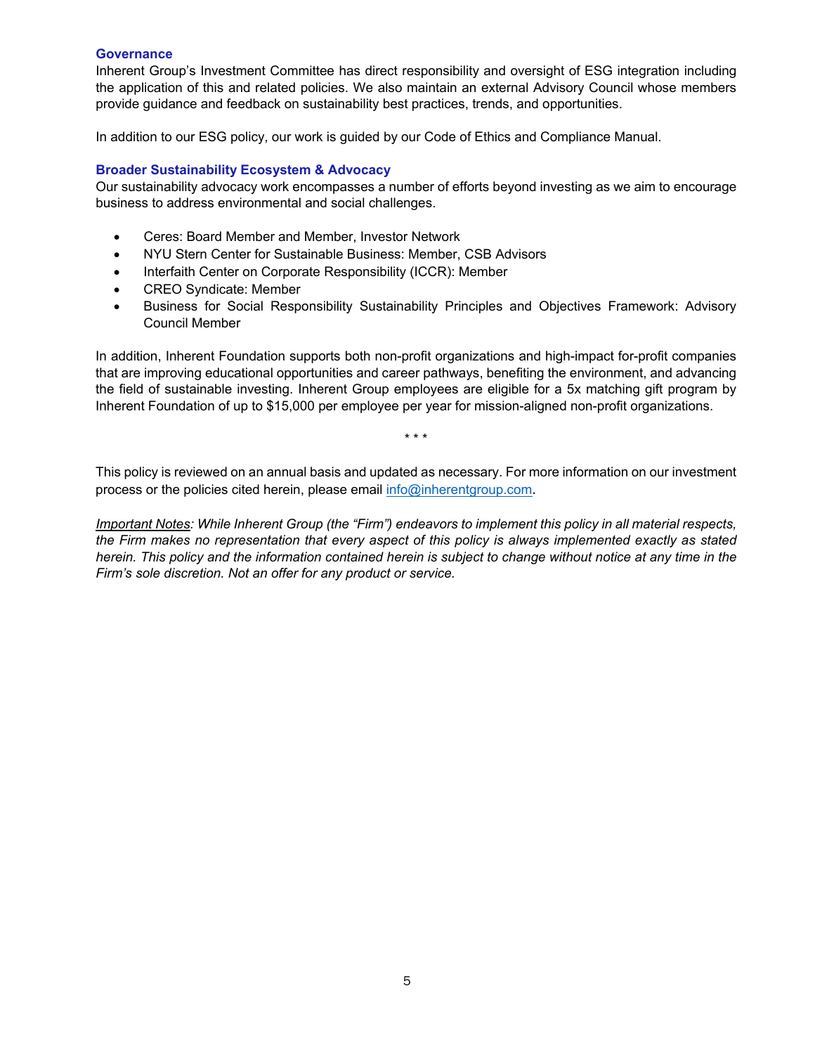## Governance

Inherent Group's Investment Committee has direct responsibility and oversight of ESG integration including the application of this and related policies. We also maintain an external Advisory Council whose members provide guidance and feedback on sustainability best practices, trends, and opportunities.

In addition to our ESG policy, our work is guided by our Code of Ethics and Compliance Manual.

## Broader Sustainability Ecosystem & Advocacy

Our sustainability advocacy work encompasses a number of efforts beyond investing as we aim to encourage business to address environmental and social challenges.

- Ceres: Board Member and Member, Investor Network
- NYU Stern Center for Sustainable Business: Member, CSB Advisors
- Interfaith Center on Corporate Responsibility (ICCR): Member
- CREO Syndicate: Member
- Business for Social Responsibility Sustainability Principles and Objectives Framework: Advisory Council Member

In addition, Inherent Foundation supports both non-profit organizations and high-impact for-profit companies that are improving educational opportunities and career pathways, benefiting the environment, and advancing the field of sustainable investing. Inherent Group employees are eligible for a 5x matching gift program by Inherent Foundation of up to $15,000 per employee per year for mission-aligned non-profit organizations.

\* \* \*

This policy is reviewed on an annual basis and updated as necessary. For more information on our investment process or the policies cited herein, please email [info@inherentgroup.com](mailto:info@inherentgroup.com).

*<u>Important Notes</u>: While Inherent Group (the "Firm") endeavors to implement this policy in all material respects, the Firm makes no representation that every aspect of this policy is always implemented exactly as stated herein. This policy and the information contained herein is subject to change without notice at any time in the Firm's sole discretion. Not an offer for any product or service.*